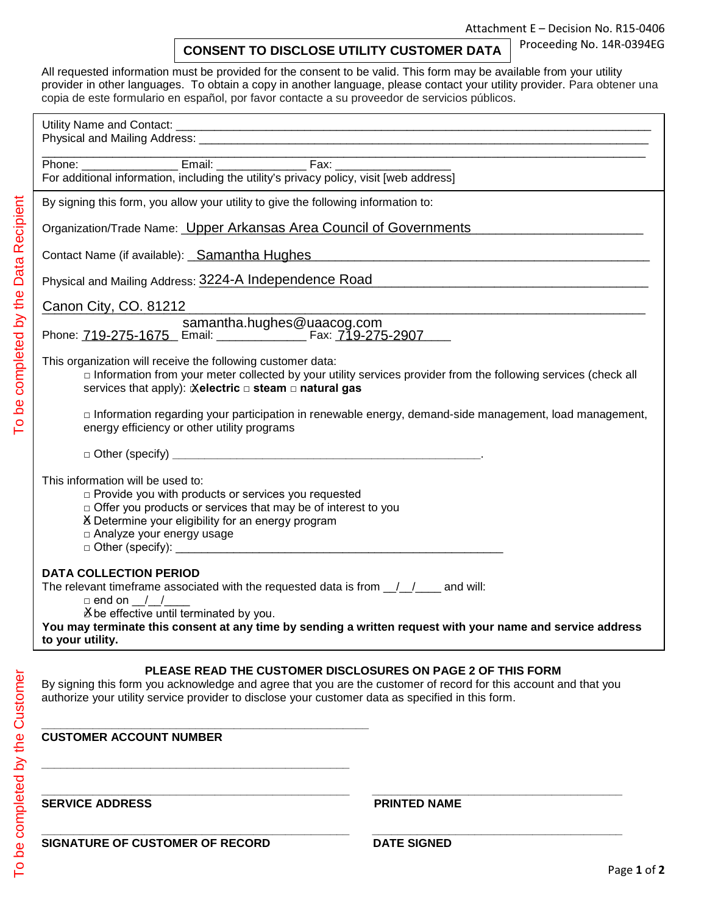Attachment E – Decision No. R15-0406

Proceeding No. 14R-0394EG

# CONSENT TO DISCLOSE UTILITY CUSTOMER DATA

All requested information must be provided for the consent to be valid. This form may be available from your utility provider in other languages. To obtain a copy in another language, please contact your utility provider. Para obtener una copia de este formulario en español, por favor contacte a su proveedor de servicios públicos.

Utility Name and Contact: ___________________________________________

Physical and Mailing Address: ___________________________________________

___________________________________________

Phone: _______________ Email: ______________ Fax: _________________

For additional information, including the utility's privacy policy, visit [web address]

*To be completed by the Data Recipient*

By signing this form, you allow your utility to give the following information to:

Organization/Trade Name: Upper Arkansas Area Council of Governments

Contact Name (if available): Samantha Hughes

Physical and Mailing Address: 3224-A Independence Road

Canon City, CO. 81212

Phone: 719-275-1675 Email: samantha.hughes@uaacog.com Fax: 719-275-2907

This organization will receive the following customer data:

- ☒ Information from your meter collected by your utility services provider from the following services (check all services that apply): ☒ **electric** ☐ **steam** ☐ **natural gas**
- ☐ Information regarding your participation in renewable energy, demand-side management, load management, energy efficiency or other utility programs
- ☐ Other (specify) _______________________________________________.

This information will be used to:

- ☐ Provide you with products or services you requested
- ☐ Offer you products or services that may be of interest to you
- ☒ Determine your eligibility for an energy program
- ☐ Analyze your energy usage
- ☐ Other (specify): _______________________________________________

**DATA COLLECTION PERIOD**

The relevant timeframe associated with the requested data is from __/__/____ and will:

- ☐ end on __/__/____
- ☒ be effective until terminated by you.

**You may terminate this consent at any time by sending a written request with your name and service address to your utility.**

*To be completed by the Customer*

**PLEASE READ THE CUSTOMER DISCLOSURES ON PAGE 2 OF THIS FORM**

By signing this form you acknowledge and agree that you are the customer of record for this account and that you authorize your utility service provider to disclose your customer data as specified in this form.

_______________________________________________

**CUSTOMER ACCOUNT NUMBER**

_______________________________________________

_______________________________________________ _______________________________________

**SERVICE ADDRESS** **PRINTED NAME**

_______________________________________________ _______________________________________

**SIGNATURE OF CUSTOMER OF RECORD** **DATE SIGNED**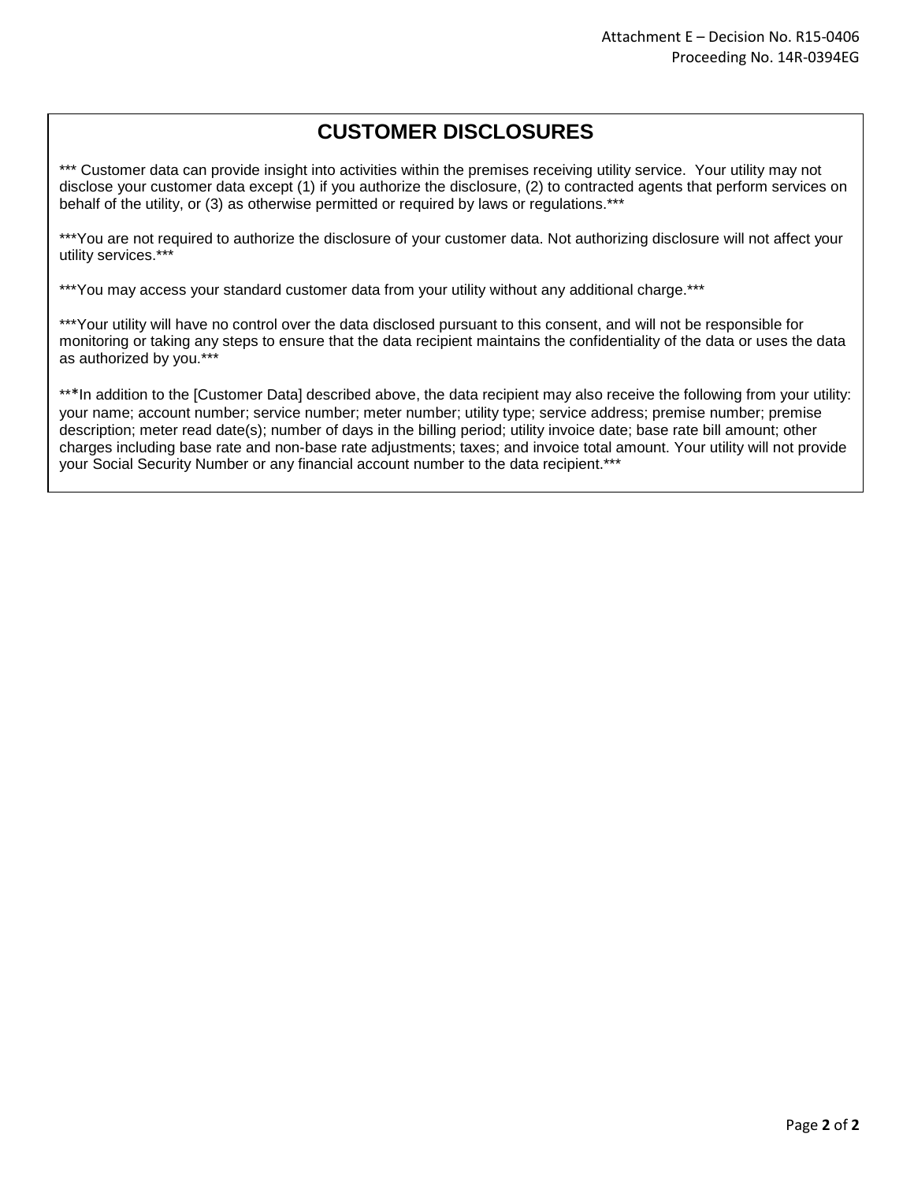# CUSTOMER DISCLOSURES

*** Customer data can provide insight into activities within the premises receiving utility service. Your utility may not disclose your customer data except (1) if you authorize the disclosure, (2) to contracted agents that perform services on behalf of the utility, or (3) as otherwise permitted or required by laws or regulations.***

***You are not required to authorize the disclosure of your customer data. Not authorizing disclosure will not affect your utility services.***

***You may access your standard customer data from your utility without any additional charge.***

***Your utility will have no control over the data disclosed pursuant to this consent, and will not be responsible for monitoring or taking any steps to ensure that the data recipient maintains the confidentiality of the data or uses the data as authorized by you.***

***In addition to the [Customer Data] described above, the data recipient may also receive the following from your utility: your name; account number; service number; meter number; utility type; service address; premise number; premise description; meter read date(s); number of days in the billing period; utility invoice date; base rate bill amount; other charges including base rate and non-base rate adjustments; taxes; and invoice total amount. Your utility will not provide your Social Security Number or any financial account number to the data recipient.***